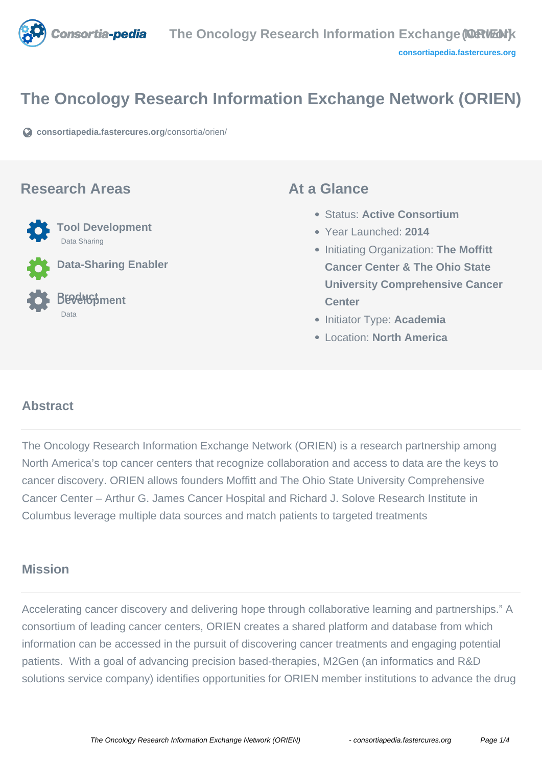# The Oncology Research Information Exchange Network (ORIEN)

consortiapedia.fastercures.org/consortia/orien/

## Research Areas

**Tool Development**
Data Sharing

**Data-Sharing Enabler**

**Product Development**
Data

## At a Glance

- Status: **Active Consortium**
- Year Launched: **2014**
- Initiating Organization: **The Moffitt Cancer Center & The Ohio State University Comprehensive Cancer Center**
- Initiator Type: **Academia**
- Location: **North America**

## Abstract

The Oncology Research Information Exchange Network (ORIEN) is a research partnership among North America's top cancer centers that recognize collaboration and access to data are the keys to cancer discovery. ORIEN allows founders Moffitt and The Ohio State University Comprehensive Cancer Center – Arthur G. James Cancer Hospital and Richard J. Solove Research Institute in Columbus leverage multiple data sources and match patients to targeted treatments

## Mission

Accelerating cancer discovery and delivering hope through collaborative learning and partnerships." A consortium of leading cancer centers, ORIEN creates a shared platform and database from which information can be accessed in the pursuit of discovering cancer treatments and engaging potential patients. With a goal of advancing precision based-therapies, M2Gen (an informatics and R&D solutions service company) identifies opportunities for ORIEN member institutions to advance the drug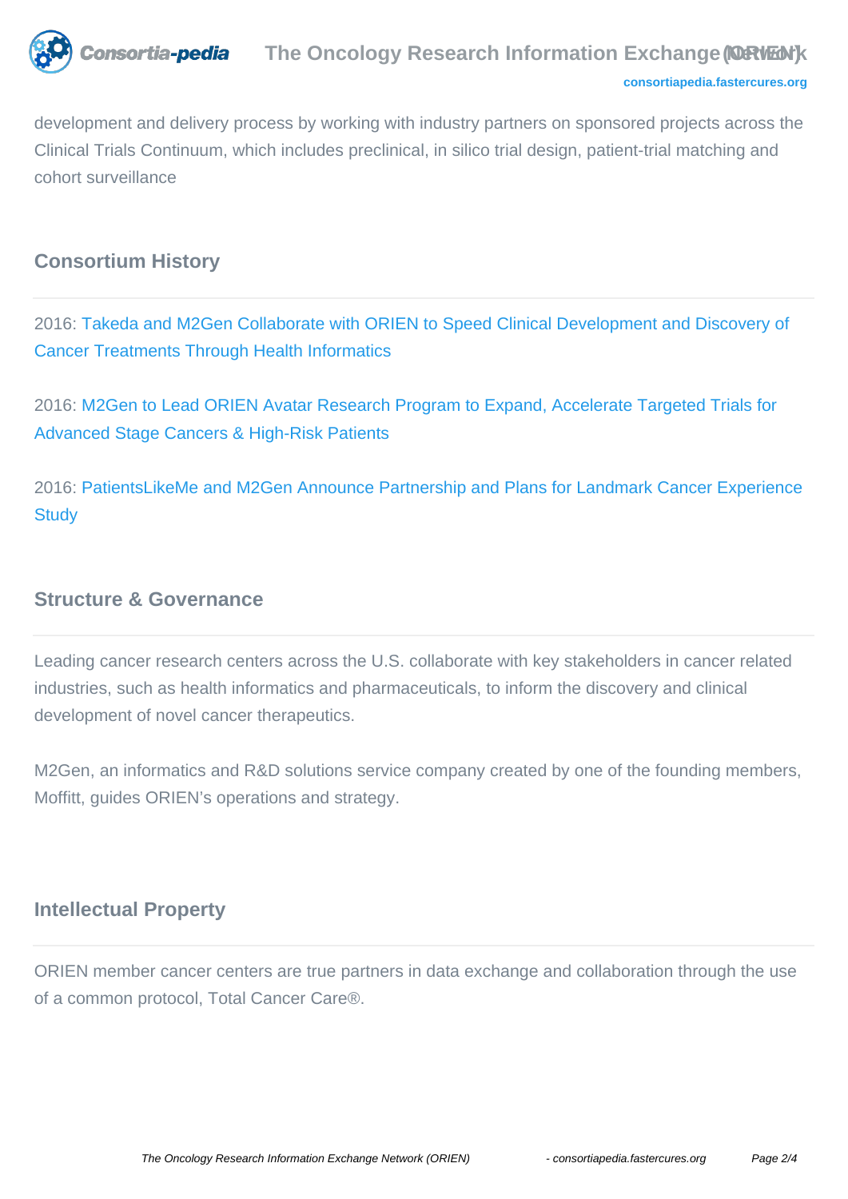development and delivery process by working with industry partners on sponsored projects across the Clinical Trials Continuum, which includes preclinical, in silico trial design, patient-trial matching and cohort surveillance

## Consortium History

2016: Takeda and M2Gen Collaborate with ORIEN to Speed Clinical Development and Discovery of Cancer Treatments Through Health Informatics

2016: M2Gen to Lead ORIEN Avatar Research Program to Expand, Accelerate Targeted Trials for Advanced Stage Cancers & High-Risk Patients

2016: PatientsLikeMe and M2Gen Announce Partnership and Plans for Landmark Cancer Experience Study

## Structure & Governance

Leading cancer research centers across the U.S. collaborate with key stakeholders in cancer related industries, such as health informatics and pharmaceuticals, to inform the discovery and clinical development of novel cancer therapeutics.

M2Gen, an informatics and R&D solutions service company created by one of the founding members, Moffitt, guides ORIEN's operations and strategy.

## Intellectual Property

ORIEN member cancer centers are true partners in data exchange and collaboration through the use of a common protocol, Total Cancer Care®.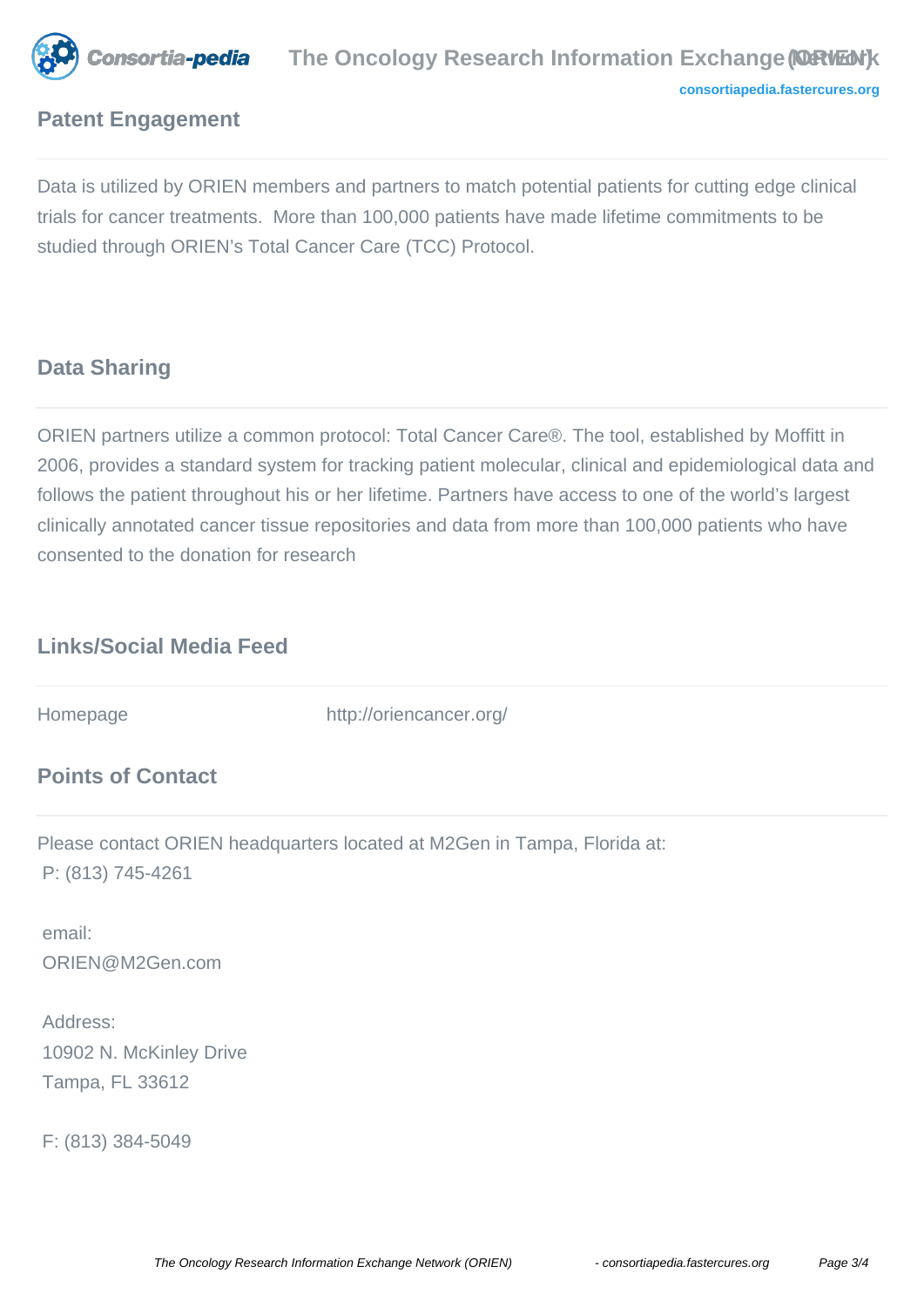## Patent Engagement

Data is utilized by ORIEN members and partners to match potential patients for cutting edge clinical trials for cancer treatments.  More than 100,000 patients have made lifetime commitments to be studied through ORIEN's Total Cancer Care (TCC) Protocol.

## Data Sharing

ORIEN partners utilize a common protocol: Total Cancer Care®. The tool, established by Moffitt in 2006, provides a standard system for tracking patient molecular, clinical and epidemiological data and follows the patient throughout his or her lifetime. Partners have access to one of the world's largest clinically annotated cancer tissue repositories and data from more than 100,000 patients who have consented to the donation for research

## Links/Social Media Feed

| Homepage | http://oriencancer.org/ |
|---|---|

## Points of Contact

Please contact ORIEN headquarters located at M2Gen in Tampa, Florida at:
P: (813) 745-4261

email:
ORIEN@M2Gen.com

Address:
10902 N. McKinley Drive
Tampa, FL 33612

F: (813) 384-5049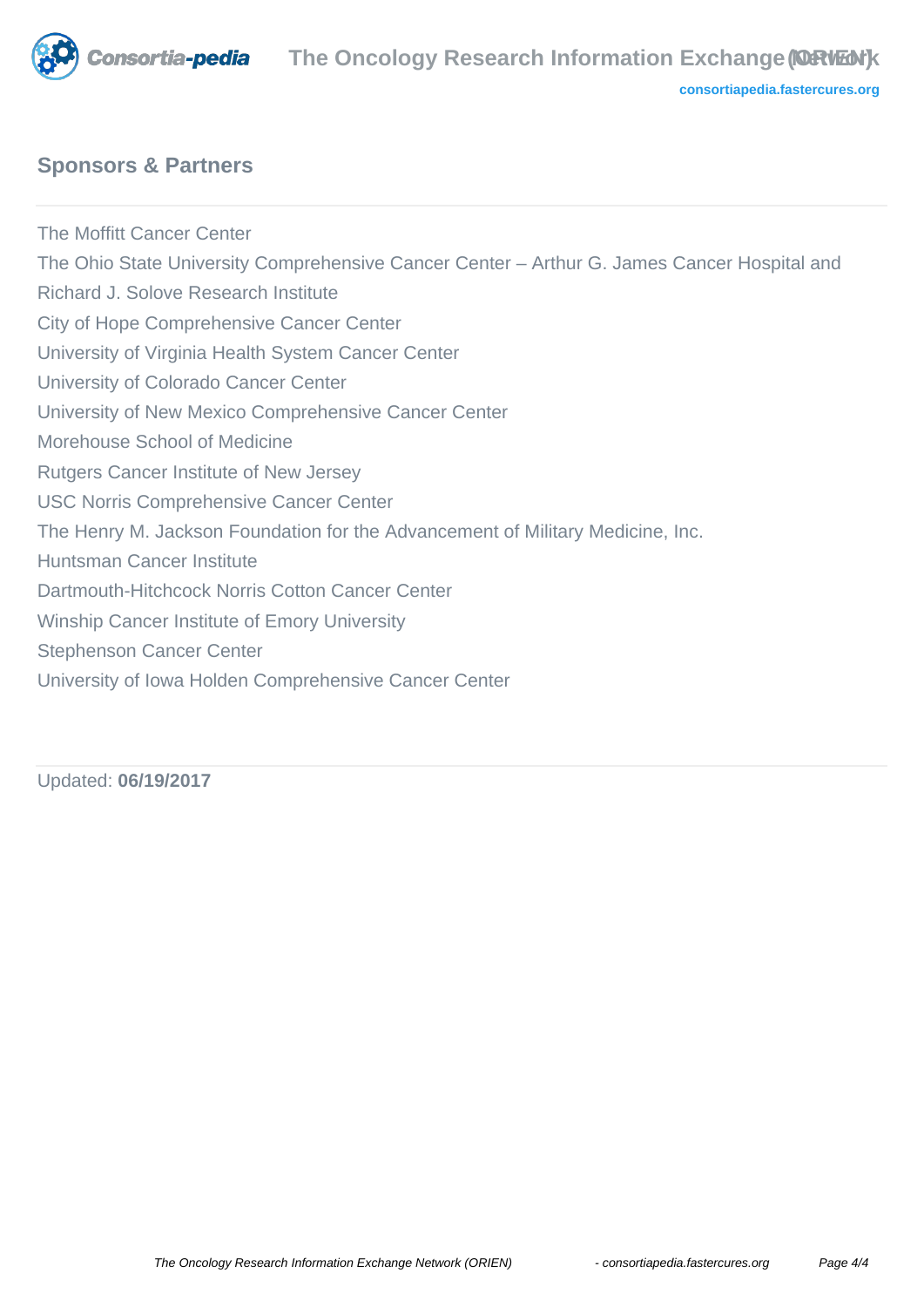## Sponsors & Partners

The Moffitt Cancer Center
The Ohio State University Comprehensive Cancer Center – Arthur G. James Cancer Hospital and Richard J. Solove Research Institute
City of Hope Comprehensive Cancer Center
University of Virginia Health System Cancer Center
University of Colorado Cancer Center
University of New Mexico Comprehensive Cancer Center
Morehouse School of Medicine
Rutgers Cancer Institute of New Jersey
USC Norris Comprehensive Cancer Center
The Henry M. Jackson Foundation for the Advancement of Military Medicine, Inc.
Huntsman Cancer Institute
Dartmouth-Hitchcock Norris Cotton Cancer Center
Winship Cancer Institute of Emory University
Stephenson Cancer Center
University of Iowa Holden Comprehensive Cancer Center

Updated: **06/19/2017**